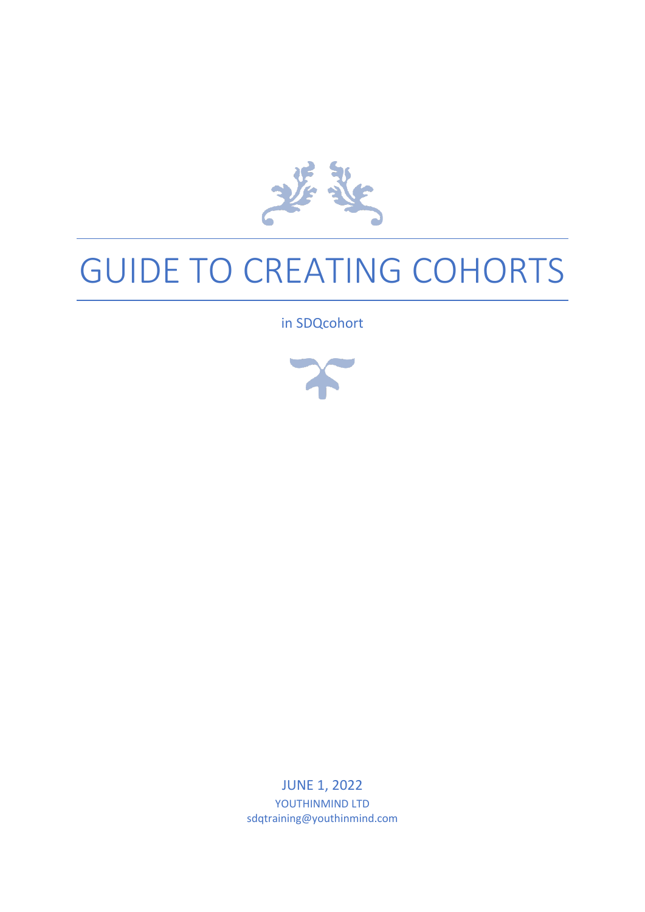# GUIDE TO CREATING COHORTS

in SDQcohort

JUNE 1, 2022

YOUTHINMIND LTD

sdqtraining@youthinmind.com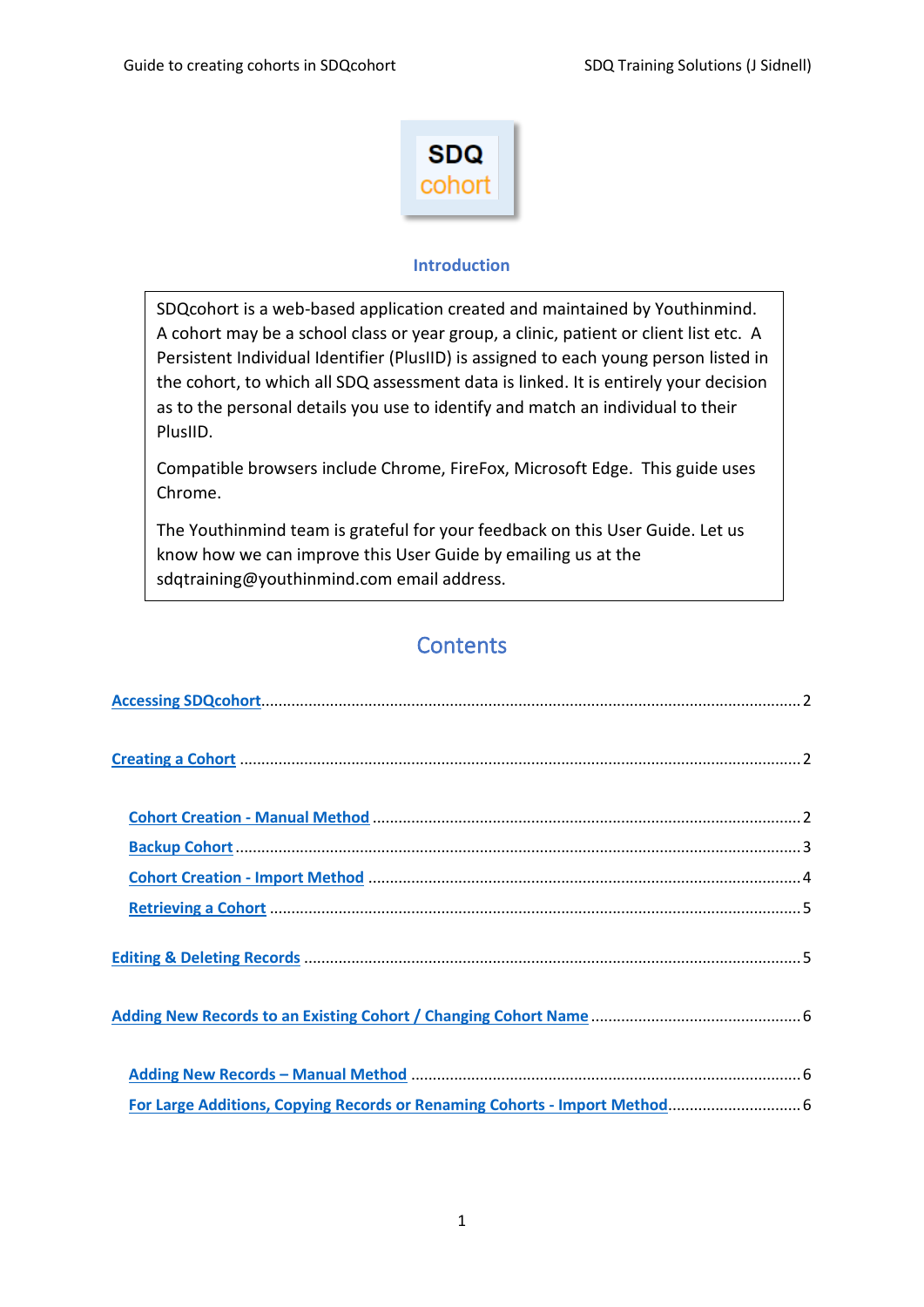**SDQ**
**cohort**

## Introduction

SDQcohort is a web-based application created and maintained by Youthinmind. A cohort may be a school class or year group, a clinic, patient or client list etc. A Persistent Individual Identifier (PlusIID) is assigned to each young person listed in the cohort, to which all SDQ assessment data is linked. It is entirely your decision as to the personal details you use to identify and match an individual to their PlusIID.

Compatible browsers include Chrome, FireFox, Microsoft Edge. This guide uses Chrome.

The Youthinmind team is grateful for your feedback on this User Guide. Let us know how we can improve this User Guide by emailing us at the sdqtraining@youthinmind.com email address.

# Contents

- Accessing SDQcohort ........ 2
- Creating a Cohort ........ 2
  - Cohort Creation - Manual Method ........ 2
  - Backup Cohort ........ 3
  - Cohort Creation - Import Method ........ 4
  - Retrieving a Cohort ........ 5
- Editing & Deleting Records ........ 5
- Adding New Records to an Existing Cohort / Changing Cohort Name ........ 6
  - Adding New Records – Manual Method ........ 6
  - For Large Additions, Copying Records or Renaming Cohorts - Import Method ........ 6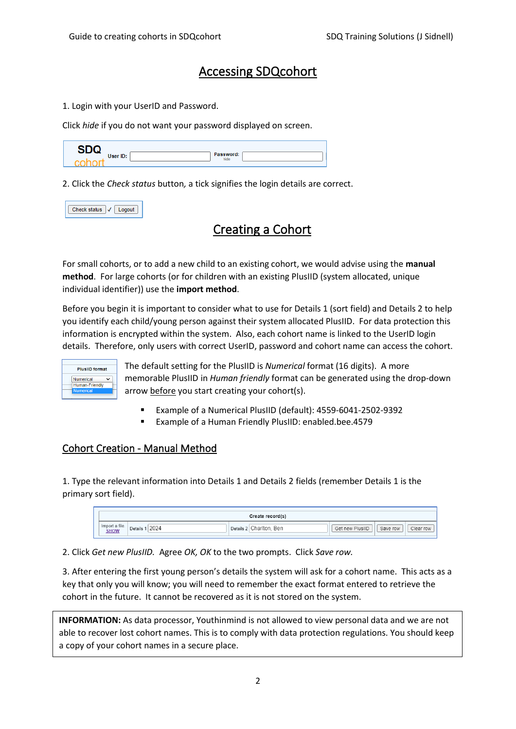## Accessing SDQcohort

1. Login with your UserID and Password.

Click *hide* if you do not want your password displayed on screen.

2. Click the *Check status* button, a tick signifies the login details are correct.

## Creating a Cohort

For small cohorts, or to add a new child to an existing cohort, we would advise using the **manual method**. For large cohorts (or for children with an existing PlusIID (system allocated, unique individual identifier)) use the **import method**.

Before you begin it is important to consider what to use for Details 1 (sort field) and Details 2 to help you identify each child/young person against their system allocated PlusIID. For data protection this information is encrypted within the system. Also, each cohort name is linked to the UserID login details. Therefore, only users with correct UserID, password and cohort name can access the cohort.

The default setting for the PlusIID is *Numerical* format (16 digits). A more memorable PlusIID in *Human friendly* format can be generated using the drop-down arrow <u>before</u> you start creating your cohort(s).

- Example of a Numerical PlusIID (default): 4559-6041-2502-9392
- Example of a Human Friendly PlusIID: enabled.bee.4579

### Cohort Creation - Manual Method

1. Type the relevant information into Details 1 and Details 2 fields (remember Details 1 is the primary sort field).

2. Click *Get new PlusIID.* Agree *OK, OK* to the two prompts. Click *Save row.*

3. After entering the first young person's details the system will ask for a cohort name. This acts as a key that only you will know; you will need to remember the exact format entered to retrieve the cohort in the future. It cannot be recovered as it is not stored on the system.

**INFORMATION:** As data processor, Youthinmind is not allowed to view personal data and we are not able to recover lost cohort names. This is to comply with data protection regulations. You should keep a copy of your cohort names in a secure place.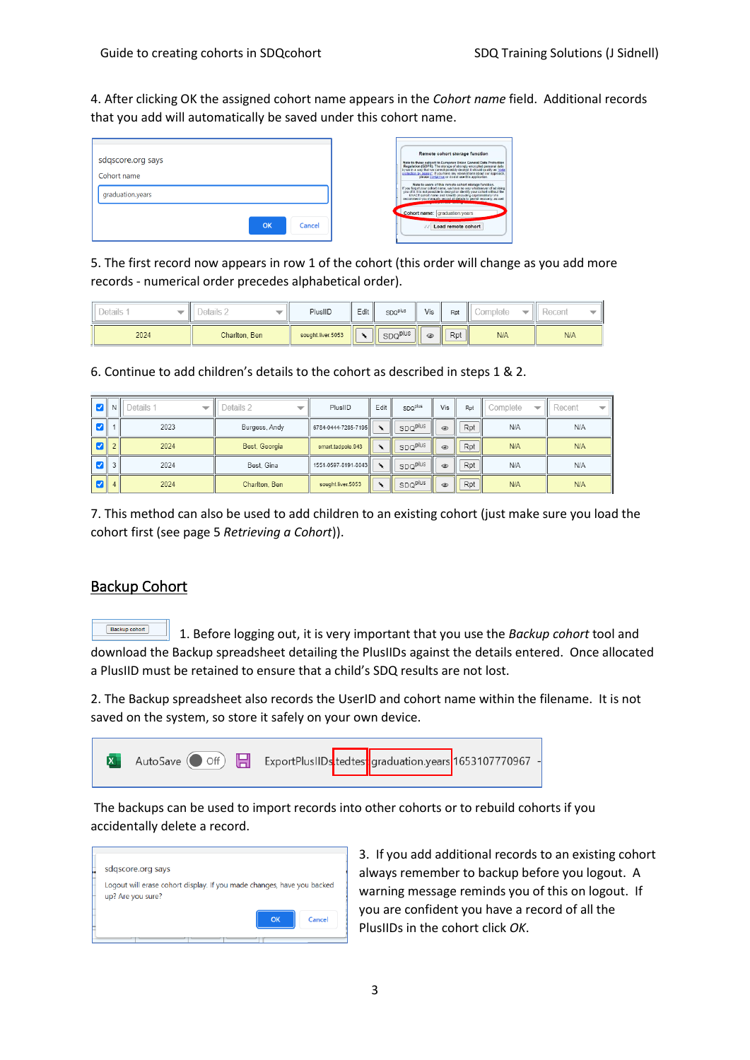4. After clicking OK the assigned cohort name appears in the *Cohort name* field. Additional records that you add will automatically be saved under this cohort name.

sdqscore.org says

Cohort name

graduation.years

OK Cancel

5. The first record now appears in row 1 of the cohort (this order will change as you add more records - numerical order precedes alphabetical order).

| Details 1 | Details 2 | PlusID | Edit | SDQplus | Vis | Rpt | Complete | Recent |
|---|---|---|---|---|---|---|---|---|
| 2024 | Charlton, Ben | sought.liver.5053 | | SDQplus | | Rpt | N/A | N/A |

6. Continue to add children's details to the cohort as described in steps 1 & 2.

| | N | Details 1 | Details 2 | PlusID | Edit | SDQplus | Vis | Rpt | Complete | Recent |
|---|---|---|---|---|---|---|---|---|---|---|
| ☑ | 1 | 2023 | Burgess, Andy | 6784-0444-7285-7195 | | SDQplus | | Rpt | N/A | N/A |
| ☑ | 2 | 2024 | Best, Georgia | smart.tadpole.943 | | SDQplus | | Rpt | N/A | N/A |
| ☑ | 3 | 2024 | Best, Gina | 1551-0597-8191-8043 | | SDQplus | | Rpt | N/A | N/A |
| ☑ | 4 | 2024 | Charlton, Ben | sought.liver.5053 | | SDQplus | | Rpt | N/A | N/A |

7. This method can also be used to add children to an existing cohort (just make sure you load the cohort first (see page 5 *Retrieving a Cohort*)).

## Backup Cohort

Backup cohort

1. Before logging out, it is very important that you use the *Backup cohort* tool and download the Backup spreadsheet detailing the PlusIDs against the details entered. Once allocated a PlusID must be retained to ensure that a child's SDQ results are not lost.

2. The Backup spreadsheet also records the UserID and cohort name within the filename. It is not saved on the system, so store it safely on your own device.

AutoSave Off ExportPlusIDs tedtes graduation.years 1653107770967 -

The backups can be used to import records into other cohorts or to rebuild cohorts if you accidentally delete a record.

sdqscore.org says

Logout will erase cohort display. If you made changes, have you backed up? Are you sure?

OK Cancel

3. If you add additional records to an existing cohort always remember to backup before you logout. A warning message reminds you of this on logout. If you are confident you have a record of all the PlusIDs in the cohort click *OK*.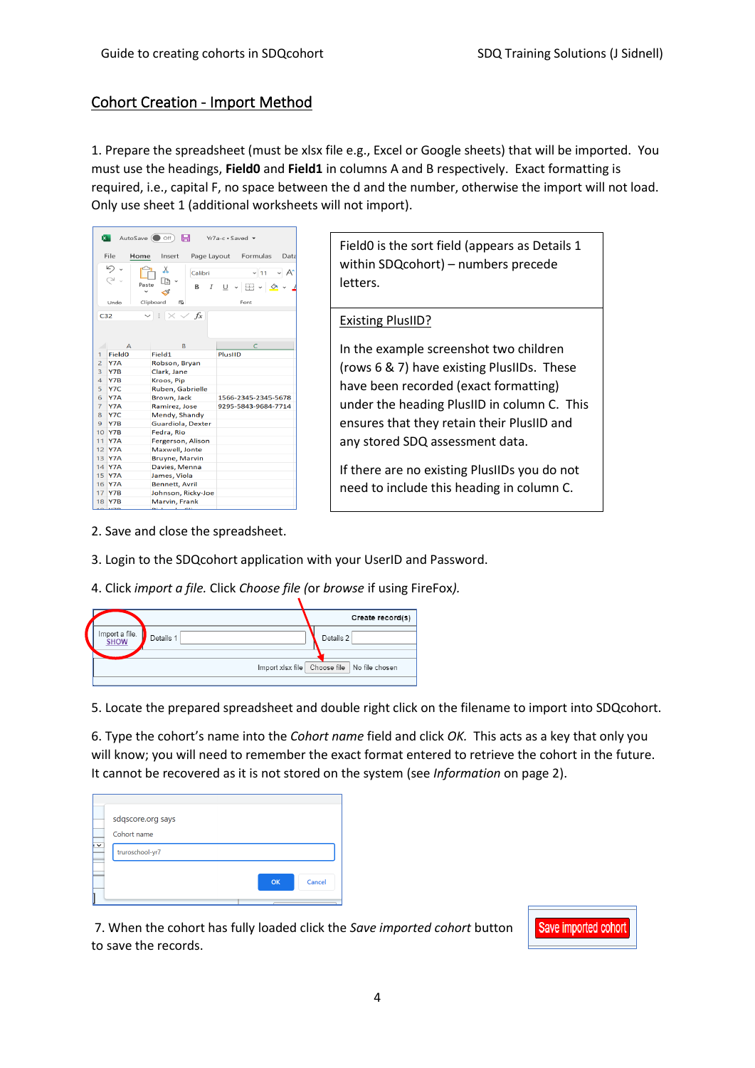## Cohort Creation - Import Method

1. Prepare the spreadsheet (must be xlsx file e.g., Excel or Google sheets) that will be imported. You must use the headings, **Field0** and **Field1** in columns A and B respectively. Exact formatting is required, i.e., capital F, no space between the d and the number, otherwise the import will not load. Only use sheet 1 (additional worksheets will not import).

| |
|---|
| Field0 is the sort field (appears as Details 1 within SDQcohort) – numbers precede letters. |
| Existing PlusIID?<br><br>In the example screenshot two children (rows 6 & 7) have existing PlusIIDs. These have been recorded (exact formatting) under the heading PlusIID in column C. This ensures that they retain their PlusIID and any stored SDQ assessment data.<br><br>If there are no existing PlusIIDs you do not need to include this heading in column C. |

2. Save and close the spreadsheet.

3. Login to the SDQcohort application with your UserID and Password.

4. Click *import a file.* Click *Choose file (*or *browse* if using FireFox*).*

5. Locate the prepared spreadsheet and double right click on the filename to import into SDQcohort.

6. Type the cohort's name into the *Cohort name* field and click *OK*. This acts as a key that only you will know; you will need to remember the exact format entered to retrieve the cohort in the future. It cannot be recovered as it is not stored on the system (see *Information* on page 2).

7. When the cohort has fully loaded click the *Save imported cohort* button to save the records.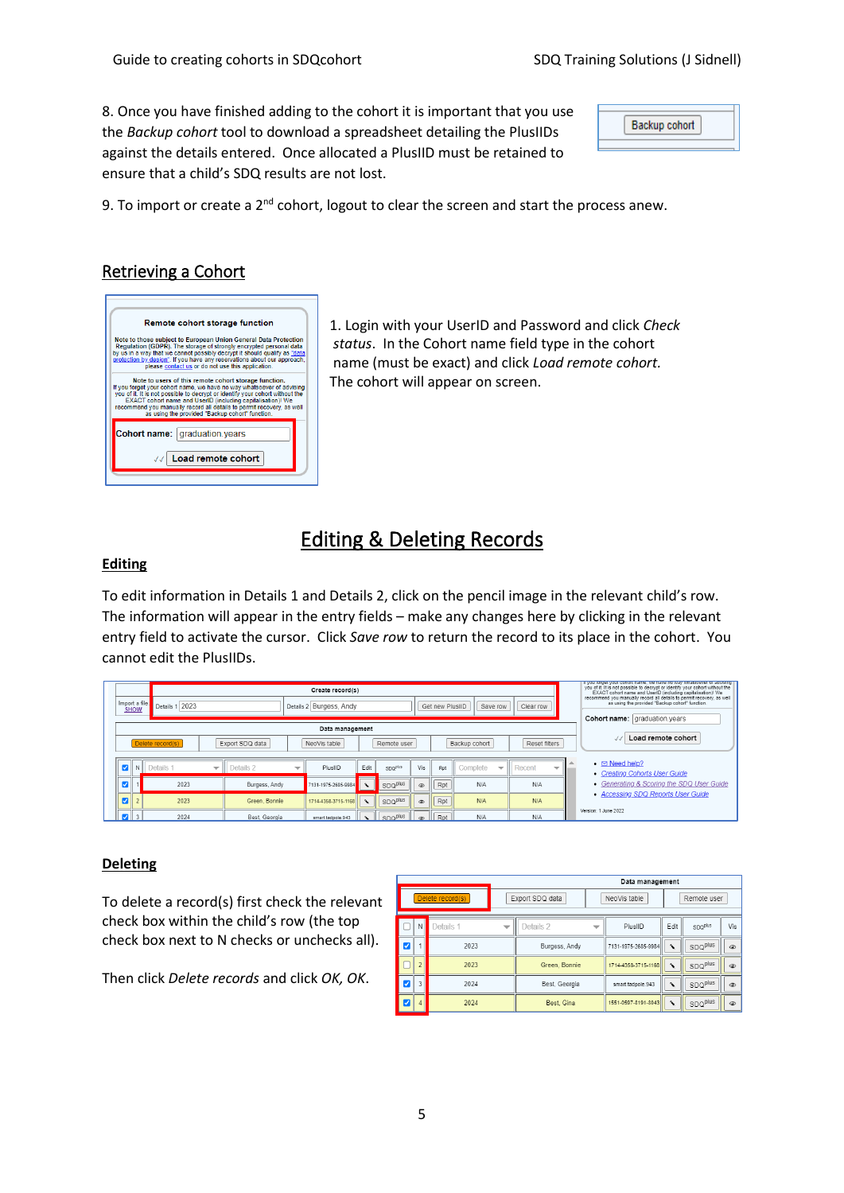8. Once you have finished adding to the cohort it is important that you use the *Backup cohort* tool to download a spreadsheet detailing the PlusIDs against the details entered. Once allocated a PlusID must be retained to ensure that a child's SDQ results are not lost.

9. To import or create a 2nd cohort, logout to clear the screen and start the process anew.

## Retrieving a Cohort

1. Login with your UserID and Password and click *Check status*. In the Cohort name field type in the cohort name (must be exact) and click *Load remote cohort.* The cohort will appear on screen.

# Editing & Deleting Records

## Editing

To edit information in Details 1 and Details 2, click on the pencil image in the relevant child's row. The information will appear in the entry fields – make any changes here by clicking in the relevant entry field to activate the cursor. Click *Save row* to return the record to its place in the cohort. You cannot edit the PlusIDs.

## Deleting

To delete a record(s) first check the relevant check box within the child's row (the top check box next to N checks or unchecks all).

Then click *Delete records* and click *OK, OK*.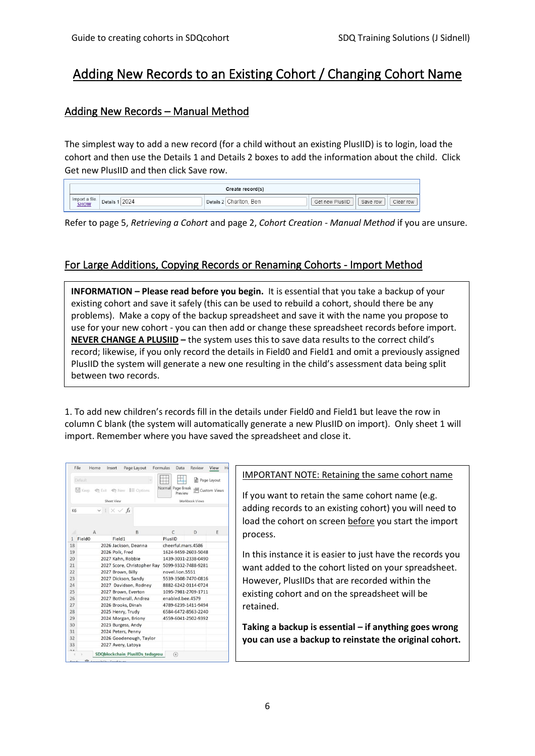# Adding New Records to an Existing Cohort / Changing Cohort Name

## Adding New Records – Manual Method

The simplest way to add a new record (for a child without an existing PlusIID) is to login, load the cohort and then use the Details 1 and Details 2 boxes to add the information about the child. Click Get new PlusIID and then click Save row.

| Create record(s) | | | | | |
|---|---|---|---|---|---|
| Import a file SHOW | Details 1 2024 | Details 2 Charlton, Ben | Get new PlusIID | Save row | Clear row |

Refer to page 5, *Retrieving a Cohort* and page 2, *Cohort Creation - Manual Method* if you are unsure.

## For Large Additions, Copying Records or Renaming Cohorts - Import Method

**INFORMATION – Please read before you begin.** It is essential that you take a backup of your existing cohort and save it safely (this can be used to rebuild a cohort, should there be any problems). Make a copy of the backup spreadsheet and save it with the name you propose to use for your new cohort - you can then add or change these spreadsheet records before import. **NEVER CHANGE A PLUSIID –** the system uses this to save data results to the correct child's record; likewise, if you only record the details in Field0 and Field1 and omit a previously assigned PlusIID the system will generate a new one resulting in the child's assessment data being split between two records.

1. To add new children's records fill in the details under Field0 and Field1 but leave the row in column C blank (the system will automatically generate a new PlusIID on import). Only sheet 1 will import. Remember where you have saved the spreadsheet and close it.

| | A | B | C |
|---|---|---|---|
| 1 | Field0 | Field1 | PlusIID |
| 18 | 2026 | Jackson, Deanna | cheerful.mars.4586 |
| 19 | 2026 | Polk, Fred | 1624-9459-2603-5048 |
| 20 | 2027 | Kahn, Robbie | 1439-3031-2338-0490 |
| 21 | 2027 | Score, Christopher Ray | 5099-9332-7488-9281 |
| 22 | 2027 | Brown, Billy | novel.lion.5551 |
| 23 | 2027 | Dickson, Sandy | 5539-3508-7470-0816 |
| 24 | 2027 | Davidson, Rodney | 8882-6242-0114-0724 |
| 25 | 2027 | Brown, Everton | 1095-7981-2709-1711 |
| 26 | 2027 | Botherall, Andrea | enabled.bee.4579 |
| 27 | 2026 | Brooks, Dinah | 4789-6239-1411-9494 |
| 28 | 2025 | Henry, Trudy | 6584-6472-8563-2240 |
| 29 | 2024 | Morgan, Briony | 4559-6041-2502-9392 |
| 30 | 2023 | Burgess, Andy | |
| 31 | 2024 | Peters, Penny | |
| 32 | 2026 | Goodenough, Taylor | |
| 33 | 2027 | Avery, Latoya | |

IMPORTANT NOTE: Retaining the same cohort name

If you want to retain the same cohort name (e.g. adding records to an existing cohort) you will need to load the cohort on screen before you start the import process.

In this instance it is easier to just have the records you want added to the cohort listed on your spreadsheet. However, PlusIIDs that are recorded within the existing cohort and on the spreadsheet will be retained.

**Taking a backup is essential – if anything goes wrong you can use a backup to reinstate the original cohort.**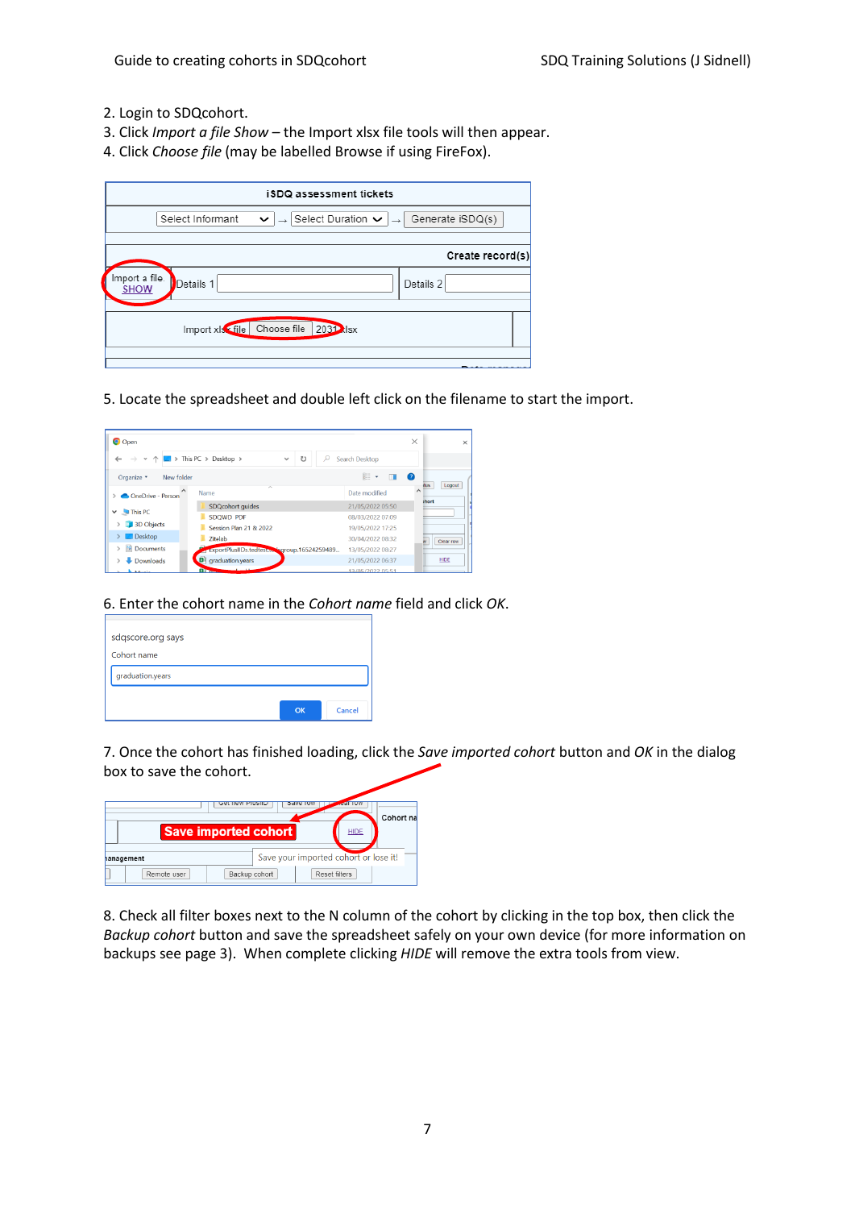2. Login to SDQcohort.
3. Click *Import a file Show* – the Import xlsx file tools will then appear.
4. Click *Choose file* (may be labelled Browse if using FireFox).

5. Locate the spreadsheet and double left click on the filename to start the import.

6. Enter the cohort name in the *Cohort name* field and click *OK*.

7. Once the cohort has finished loading, click the *Save imported cohort* button and *OK* in the dialog box to save the cohort.

8. Check all filter boxes next to the N column of the cohort by clicking in the top box, then click the *Backup cohort* button and save the spreadsheet safely on your own device (for more information on backups see page 3). When complete clicking *HIDE* will remove the extra tools from view.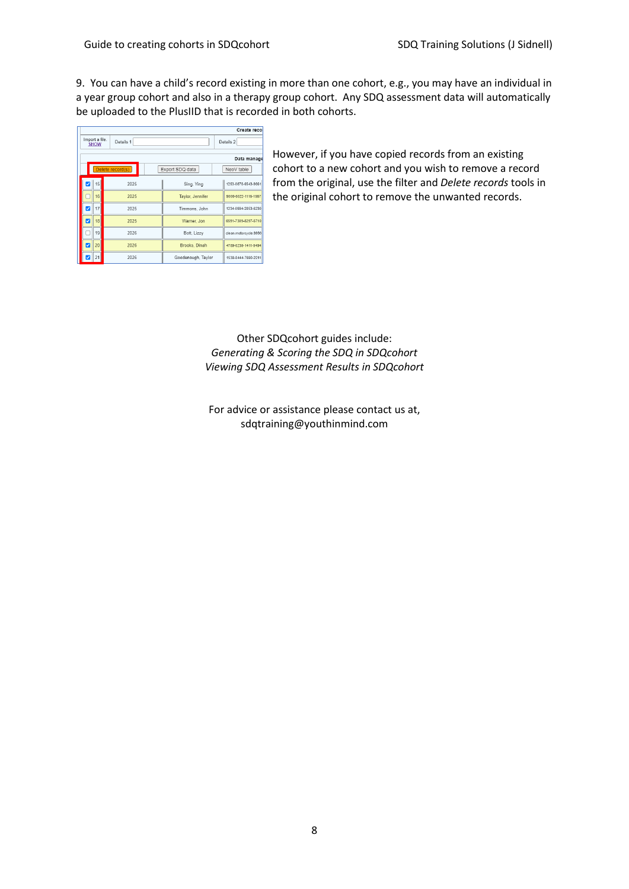9. You can have a child's record existing in more than one cohort, e.g., you may have an individual in a year group cohort and also in a therapy group cohort. Any SDQ assessment data will automatically be uploaded to the PlusID that is recorded in both cohorts.

However, if you have copied records from an existing cohort to a new cohort and you wish to remove a record from the original, use the filter and *Delete records* tools in the original cohort to remove the unwanted records.

Other SDQcohort guides include:
*Generating & Scoring the SDQ in SDQcohort*
*Viewing SDQ Assessment Results in SDQcohort*

For advice or assistance please contact us at,
sdqtraining@youthinmind.com